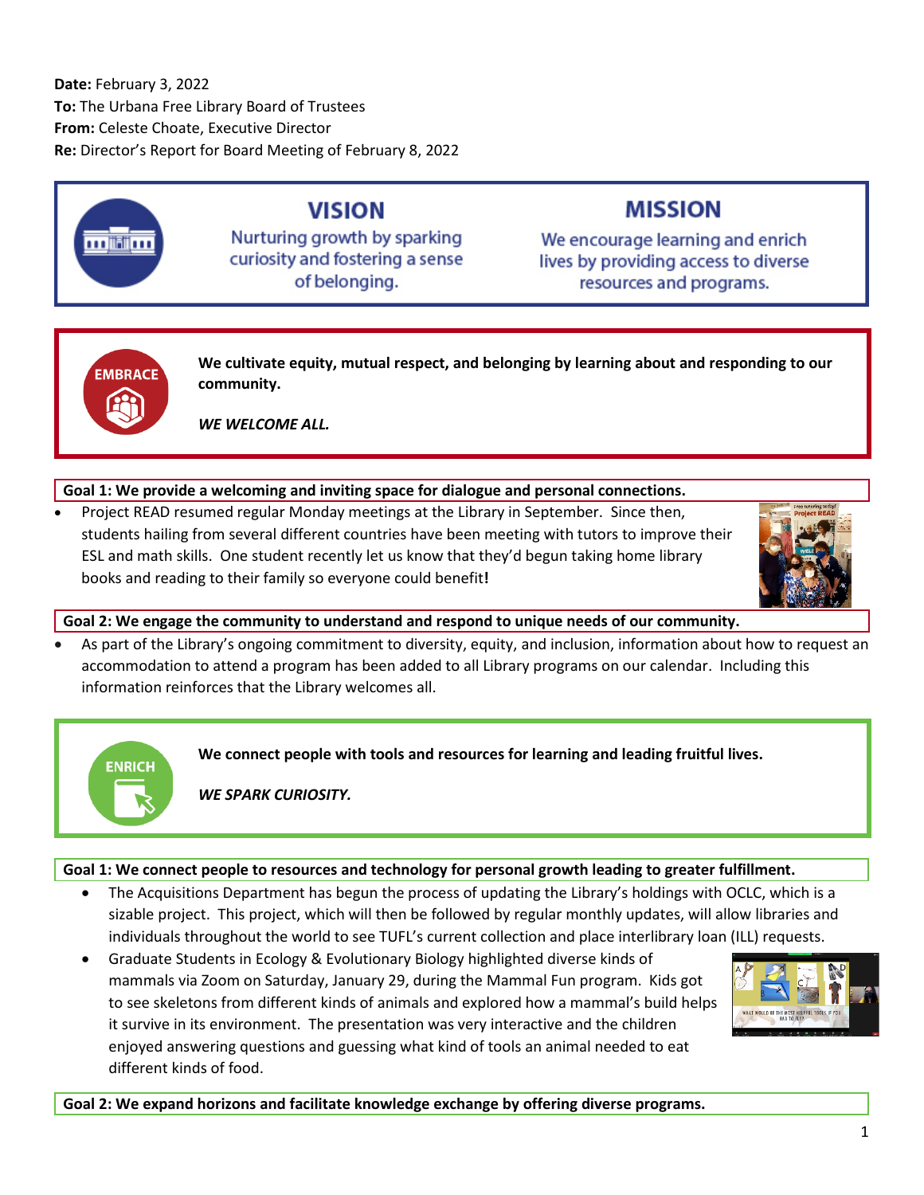**Date:** February 3, 2022
**To:** The Urbana Free Library Board of Trustees
**From:** Celeste Choate, Executive Director
**Re:** Director's Report for Board Meeting of February 8, 2022

## VISION

Nurturing growth by sparking curiosity and fostering a sense of belonging.

## MISSION

We encourage learning and enrich lives by providing access to diverse resources and programs.

## EMBRACE

**We cultivate equity, mutual respect, and belonging by learning about and responding to our community.**

***WE WELCOME ALL.***

**Goal 1: We provide a welcoming and inviting space for dialogue and personal connections.**

- Project READ resumed regular Monday meetings at the Library in September. Since then, students hailing from several different countries have been meeting with tutors to improve their ESL and math skills. One student recently let us know that they'd begun taking home library books and reading to their family so everyone could benefit**!**

**Goal 2: We engage the community to understand and respond to unique needs of our community.**

- As part of the Library's ongoing commitment to diversity, equity, and inclusion, information about how to request an accommodation to attend a program has been added to all Library programs on our calendar. Including this information reinforces that the Library welcomes all.

## ENRICH

**We connect people with tools and resources for learning and leading fruitful lives.**

***WE SPARK CURIOSITY.***

**Goal 1: We connect people to resources and technology for personal growth leading to greater fulfillment.**

- The Acquisitions Department has begun the process of updating the Library's holdings with OCLC, which is a sizable project. This project, which will then be followed by regular monthly updates, will allow libraries and individuals throughout the world to see TUFL's current collection and place interlibrary loan (ILL) requests.
- Graduate Students in Ecology & Evolutionary Biology highlighted diverse kinds of mammals via Zoom on Saturday, January 29, during the Mammal Fun program. Kids got to see skeletons from different kinds of animals and explored how a mammal's build helps it survive in its environment. The presentation was very interactive and the children enjoyed answering questions and guessing what kind of tools an animal needed to eat different kinds of food.

**Goal 2: We expand horizons and facilitate knowledge exchange by offering diverse programs.**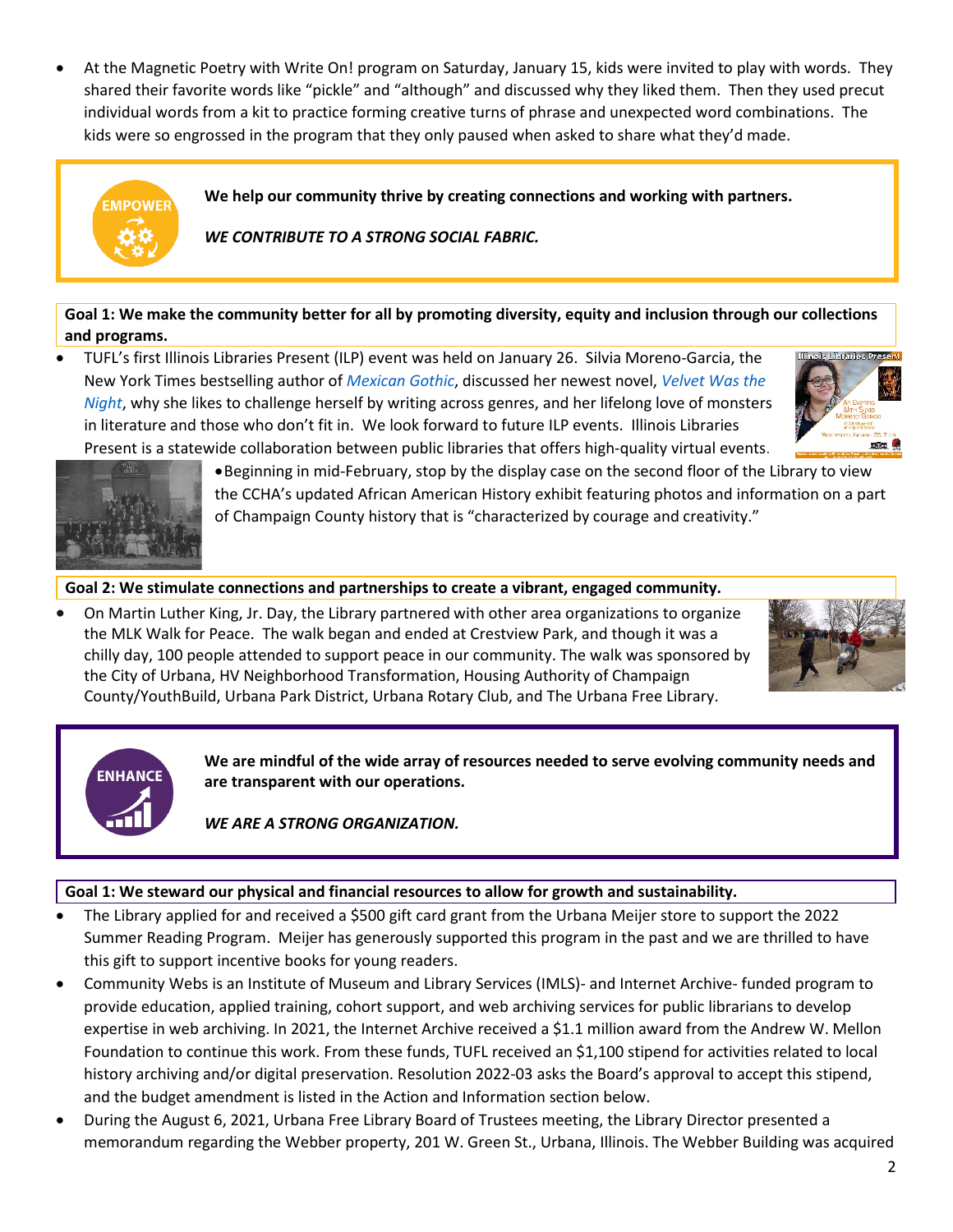- At the Magnetic Poetry with Write On! program on Saturday, January 15, kids were invited to play with words. They shared their favorite words like "pickle" and "although" and discussed why they liked them. Then they used precut individual words from a kit to practice forming creative turns of phrase and unexpected word combinations. The kids were so engrossed in the program that they only paused when asked to share what they'd made.

EMPOWER

**We help our community thrive by creating connections and working with partners.**

***WE CONTRIBUTE TO A STRONG SOCIAL FABRIC.***

**Goal 1: We make the community better for all by promoting diversity, equity and inclusion through our collections and programs.**

- TUFL's first Illinois Libraries Present (ILP) event was held on January 26. Silvia Moreno-Garcia, the New York Times bestselling author of *Mexican Gothic*, discussed her newest novel, *Velvet Was the Night*, why she likes to challenge herself by writing across genres, and her lifelong love of monsters in literature and those who don't fit in. We look forward to future ILP events. Illinois Libraries Present is a statewide collaboration between public libraries that offers high-quality virtual events.
- Beginning in mid-February, stop by the display case on the second floor of the Library to view the CCHA's updated African American History exhibit featuring photos and information on a part of Champaign County history that is "characterized by courage and creativity."

**Goal 2: We stimulate connections and partnerships to create a vibrant, engaged community.**

- On Martin Luther King, Jr. Day, the Library partnered with other area organizations to organize the MLK Walk for Peace. The walk began and ended at Crestview Park, and though it was a chilly day, 100 people attended to support peace in our community. The walk was sponsored by the City of Urbana, HV Neighborhood Transformation, Housing Authority of Champaign County/YouthBuild, Urbana Park District, Urbana Rotary Club, and The Urbana Free Library.

ENHANCE

**We are mindful of the wide array of resources needed to serve evolving community needs and are transparent with our operations.**

***WE ARE A STRONG ORGANIZATION.***

**Goal 1: We steward our physical and financial resources to allow for growth and sustainability.**

- The Library applied for and received a $500 gift card grant from the Urbana Meijer store to support the 2022 Summer Reading Program. Meijer has generously supported this program in the past and we are thrilled to have this gift to support incentive books for young readers.
- Community Webs is an Institute of Museum and Library Services (IMLS)- and Internet Archive- funded program to provide education, applied training, cohort support, and web archiving services for public librarians to develop expertise in web archiving. In 2021, the Internet Archive received a $1.1 million award from the Andrew W. Mellon Foundation to continue this work. From these funds, TUFL received an $1,100 stipend for activities related to local history archiving and/or digital preservation. Resolution 2022-03 asks the Board's approval to accept this stipend, and the budget amendment is listed in the Action and Information section below.
- During the August 6, 2021, Urbana Free Library Board of Trustees meeting, the Library Director presented a memorandum regarding the Webber property, 201 W. Green St., Urbana, Illinois. The Webber Building was acquired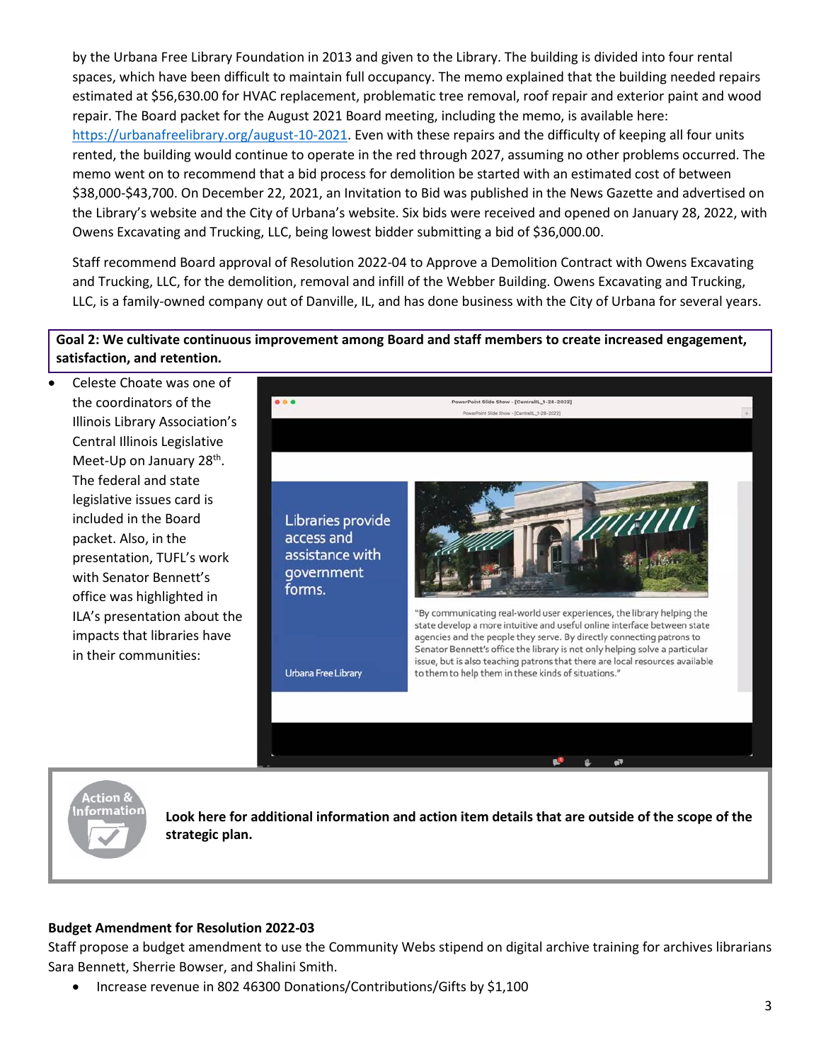by the Urbana Free Library Foundation in 2013 and given to the Library. The building is divided into four rental spaces, which have been difficult to maintain full occupancy. The memo explained that the building needed repairs estimated at $56,630.00 for HVAC replacement, problematic tree removal, roof repair and exterior paint and wood repair. The Board packet for the August 2021 Board meeting, including the memo, is available here: https://urbanafreelibrary.org/august-10-2021. Even with these repairs and the difficulty of keeping all four units rented, the building would continue to operate in the red through 2027, assuming no other problems occurred. The memo went on to recommend that a bid process for demolition be started with an estimated cost of between $38,000-$43,700. On December 22, 2021, an Invitation to Bid was published in the News Gazette and advertised on the Library's website and the City of Urbana's website. Six bids were received and opened on January 28, 2022, with Owens Excavating and Trucking, LLC, being lowest bidder submitting a bid of $36,000.00.

Staff recommend Board approval of Resolution 2022-04 to Approve a Demolition Contract with Owens Excavating and Trucking, LLC, for the demolition, removal and infill of the Webber Building. Owens Excavating and Trucking, LLC, is a family-owned company out of Danville, IL, and has done business with the City of Urbana for several years.

**Goal 2: We cultivate continuous improvement among Board and staff members to create increased engagement, satisfaction, and retention.**

- Celeste Choate was one of the coordinators of the Illinois Library Association's Central Illinois Legislative Meet-Up on January 28th. The federal and state legislative issues card is included in the Board packet. Also, in the presentation, TUFL's work with Senator Bennett's office was highlighted in ILA's presentation about the impacts that libraries have in their communities:

Libraries provide access and assistance with government forms.

Urbana Free Library

"By communicating real-world user experiences, the library helping the state develop a more intuitive and useful online interface between state agencies and the people they serve. By directly connecting patrons to Senator Bennett's office the library is not only helping solve a particular issue, but is also teaching patrons that there are local resources available to them to help them in these kinds of situations."

**Look here for additional information and action item details that are outside of the scope of the strategic plan.**

### Budget Amendment for Resolution 2022-03

Staff propose a budget amendment to use the Community Webs stipend on digital archive training for archives librarians Sara Bennett, Sherrie Bowser, and Shalini Smith.

- Increase revenue in 802 46300 Donations/Contributions/Gifts by $1,100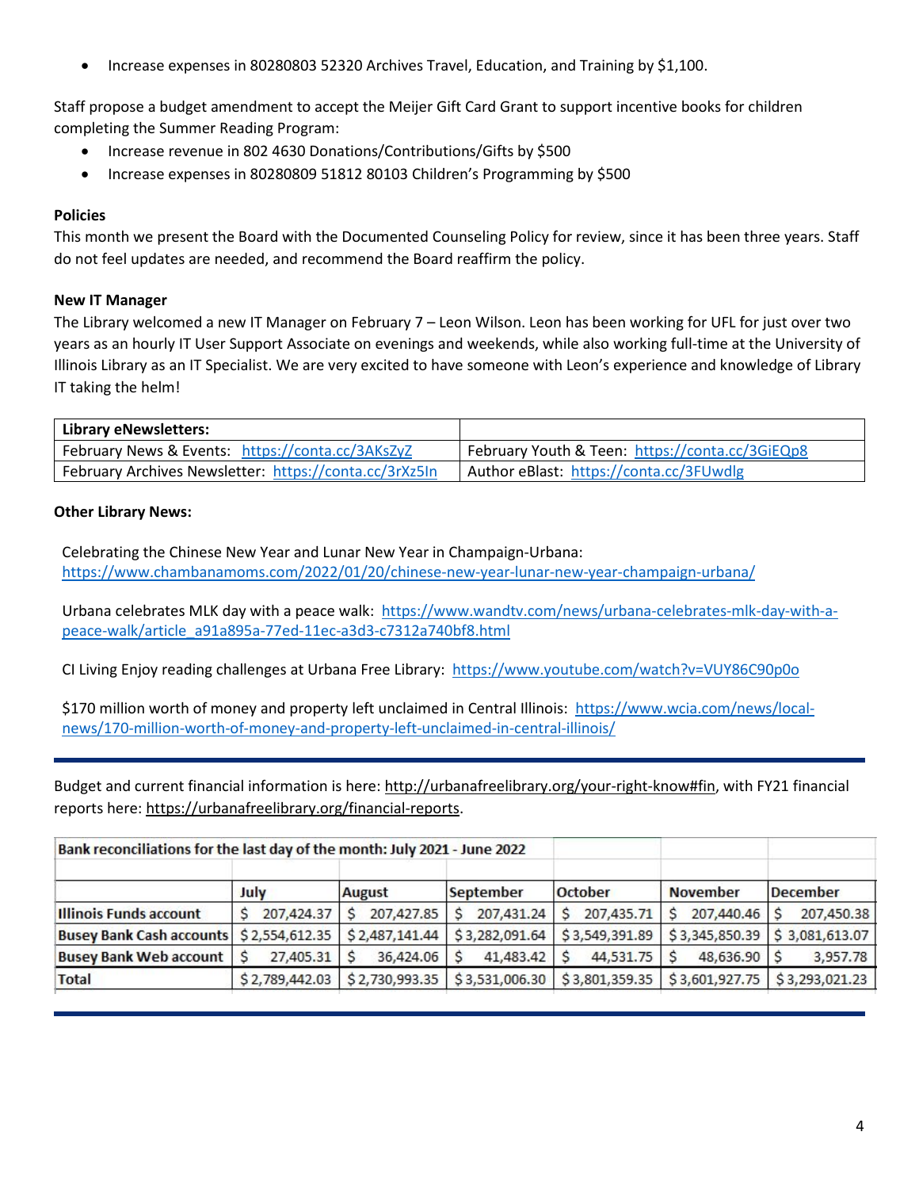- Increase expenses in 80280803 52320 Archives Travel, Education, and Training by $1,100.

Staff propose a budget amendment to accept the Meijer Gift Card Grant to support incentive books for children completing the Summer Reading Program:

- Increase revenue in 802 4630 Donations/Contributions/Gifts by $500
- Increase expenses in 80280809 51812 80103 Children's Programming by $500

**Policies**

This month we present the Board with the Documented Counseling Policy for review, since it has been three years. Staff do not feel updates are needed, and recommend the Board reaffirm the policy.

**New IT Manager**

The Library welcomed a new IT Manager on February 7 – Leon Wilson. Leon has been working for UFL for just over two years as an hourly IT User Support Associate on evenings and weekends, while also working full-time at the University of Illinois Library as an IT Specialist. We are very excited to have someone with Leon's experience and knowledge of Library IT taking the helm!

| **Library eNewsletters:** | |
|---|---|
| February News & Events: https://conta.cc/3AKsZyZ | February Youth & Teen: https://conta.cc/3GiEQp8 |
| February Archives Newsletter: https://conta.cc/3rXz5In | Author eBlast: https://conta.cc/3FUwdlg |

**Other Library News:**

Celebrating the Chinese New Year and Lunar New Year in Champaign-Urbana: https://www.chambanamoms.com/2022/01/20/chinese-new-year-lunar-new-year-champaign-urbana/

Urbana celebrates MLK day with a peace walk: https://www.wandtv.com/news/urbana-celebrates-mlk-day-with-a-peace-walk/article_a91a895a-77ed-11ec-a3d3-c7312a740bf8.html

CI Living Enjoy reading challenges at Urbana Free Library: https://www.youtube.com/watch?v=VUY86C90p0o

$170 million worth of money and property left unclaimed in Central Illinois: https://www.wcia.com/news/local-news/170-million-worth-of-money-and-property-left-unclaimed-in-central-illinois/

---

Budget and current financial information is here: http://urbanafreelibrary.org/your-right-know#fin, with FY21 financial reports here: https://urbanafreelibrary.org/financial-reports.

| Bank reconciliations for the last day of the month: July 2021 - June 2022 | | | | | | |
|---|---|---|---|---|---|---|
| | **July** | **August** | **September** | **October** | **November** | **December** |
| **Illinois Funds account** | $ 207,424.37 | $ 207,427.85 | $ 207,431.24 | $ 207,435.71 | $ 207,440.46 | $ 207,450.38 |
| **Busey Bank Cash accounts** | $ 2,554,612.35 | $ 2,487,141.44 | $ 3,282,091.64 | $ 3,549,391.89 | $ 3,345,850.39 | $ 3,081,613.07 |
| **Busey Bank Web account** | $ 27,405.31 | $ 36,424.06 | $ 41,483.42 | $ 44,531.75 | $ 48,636.90 | $ 3,957.78 |
| **Total** | $ 2,789,442.03 | $ 2,730,993.35 | $ 3,531,006.30 | $ 3,801,359.35 | $ 3,601,927.75 | $ 3,293,021.23 |